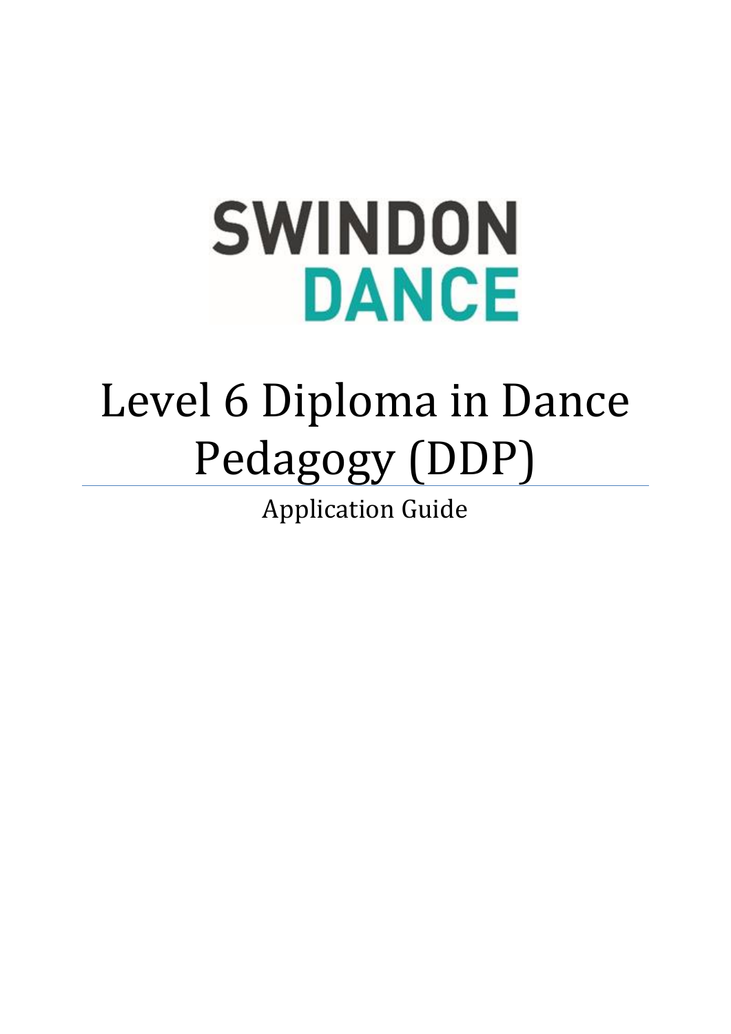SWINDON DANCE

# Level 6 Diploma in Dance Pedagogy (DDP)

Application Guide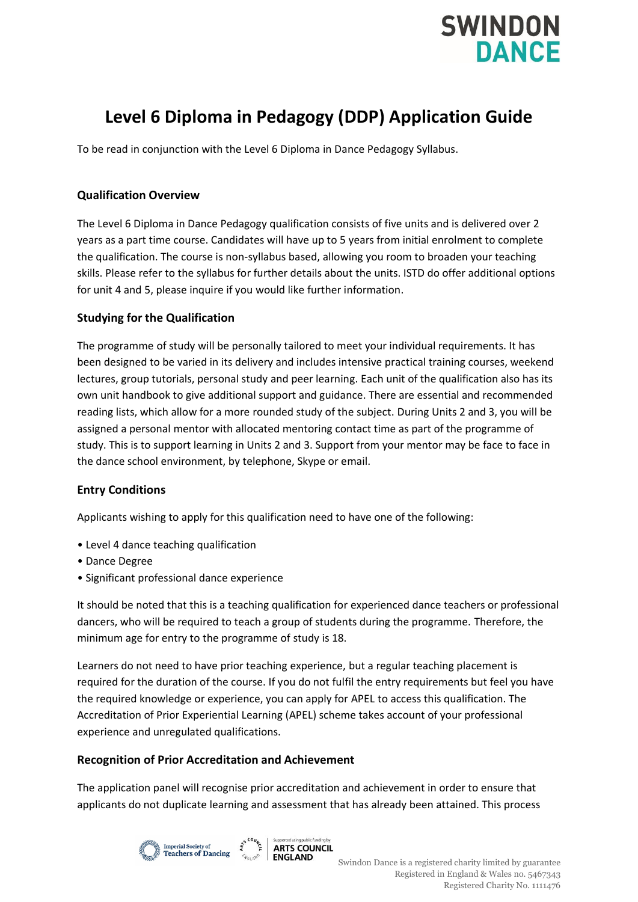# Level 6 Diploma in Pedagogy (DDP) Application Guide

To be read in conjunction with the Level 6 Diploma in Dance Pedagogy Syllabus.

### Qualification Overview

The Level 6 Diploma in Dance Pedagogy qualification consists of five units and is delivered over 2 years as a part time course. Candidates will have up to 5 years from initial enrolment to complete the qualification. The course is non-syllabus based, allowing you room to broaden your teaching skills. Please refer to the syllabus for further details about the units. ISTD do offer additional options for unit 4 and 5, please inquire if you would like further information.

### Studying for the Qualification

The programme of study will be personally tailored to meet your individual requirements. It has been designed to be varied in its delivery and includes intensive practical training courses, weekend lectures, group tutorials, personal study and peer learning. Each unit of the qualification also has its own unit handbook to give additional support and guidance. There are essential and recommended reading lists, which allow for a more rounded study of the subject. During Units 2 and 3, you will be assigned a personal mentor with allocated mentoring contact time as part of the programme of study. This is to support learning in Units 2 and 3. Support from your mentor may be face to face in the dance school environment, by telephone, Skype or email.

### Entry Conditions

Applicants wishing to apply for this qualification need to have one of the following:

- Level 4 dance teaching qualification
- Dance Degree
- Significant professional dance experience

It should be noted that this is a teaching qualification for experienced dance teachers or professional dancers, who will be required to teach a group of students during the programme. Therefore, the minimum age for entry to the programme of study is 18.

Learners do not need to have prior teaching experience, but a regular teaching placement is required for the duration of the course. If you do not fulfil the entry requirements but feel you have the required knowledge or experience, you can apply for APEL to access this qualification. The Accreditation of Prior Experiential Learning (APEL) scheme takes account of your professional experience and unregulated qualifications.

### Recognition of Prior Accreditation and Achievement

The application panel will recognise prior accreditation and achievement in order to ensure that applicants do not duplicate learning and assessment that has already been attained. This process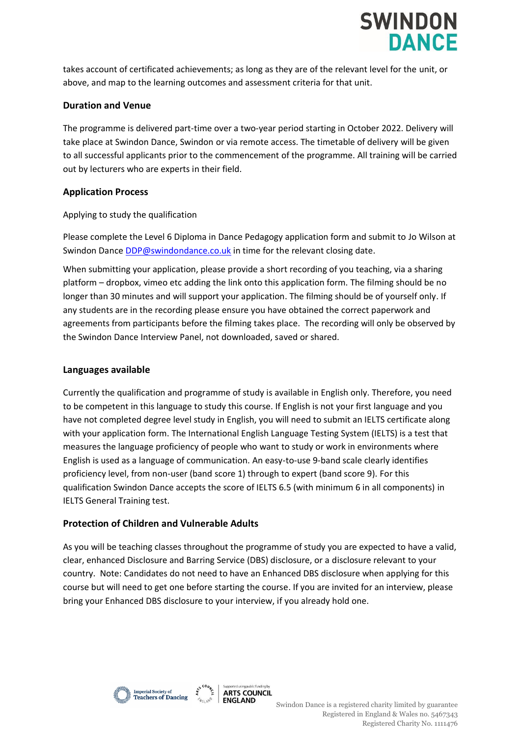takes account of certificated achievements; as long as they are of the relevant level for the unit, or above, and map to the learning outcomes and assessment criteria for that unit.

## Duration and Venue

The programme is delivered part-time over a two-year period starting in October 2022. Delivery will take place at Swindon Dance, Swindon or via remote access. The timetable of delivery will be given to all successful applicants prior to the commencement of the programme. All training will be carried out by lecturers who are experts in their field.

## Application Process

Applying to study the qualification

Please complete the Level 6 Diploma in Dance Pedagogy application form and submit to Jo Wilson at Swindon Dance DDP@swindondance.co.uk in time for the relevant closing date.

When submitting your application, please provide a short recording of you teaching, via a sharing platform – dropbox, vimeo etc adding the link onto this application form. The filming should be no longer than 30 minutes and will support your application. The filming should be of yourself only. If any students are in the recording please ensure you have obtained the correct paperwork and agreements from participants before the filming takes place. The recording will only be observed by the Swindon Dance Interview Panel, not downloaded, saved or shared.

## Languages available

Currently the qualification and programme of study is available in English only. Therefore, you need to be competent in this language to study this course. If English is not your first language and you have not completed degree level study in English, you will need to submit an IELTS certificate along with your application form. The International English Language Testing System (IELTS) is a test that measures the language proficiency of people who want to study or work in environments where English is used as a language of communication. An easy-to-use 9-band scale clearly identifies proficiency level, from non-user (band score 1) through to expert (band score 9). For this qualification Swindon Dance accepts the score of IELTS 6.5 (with minimum 6 in all components) in IELTS General Training test.

## Protection of Children and Vulnerable Adults

As you will be teaching classes throughout the programme of study you are expected to have a valid, clear, enhanced Disclosure and Barring Service (DBS) disclosure, or a disclosure relevant to your country. Note: Candidates do not need to have an Enhanced DBS disclosure when applying for this course but will need to get one before starting the course. If you are invited for an interview, please bring your Enhanced DBS disclosure to your interview, if you already hold one.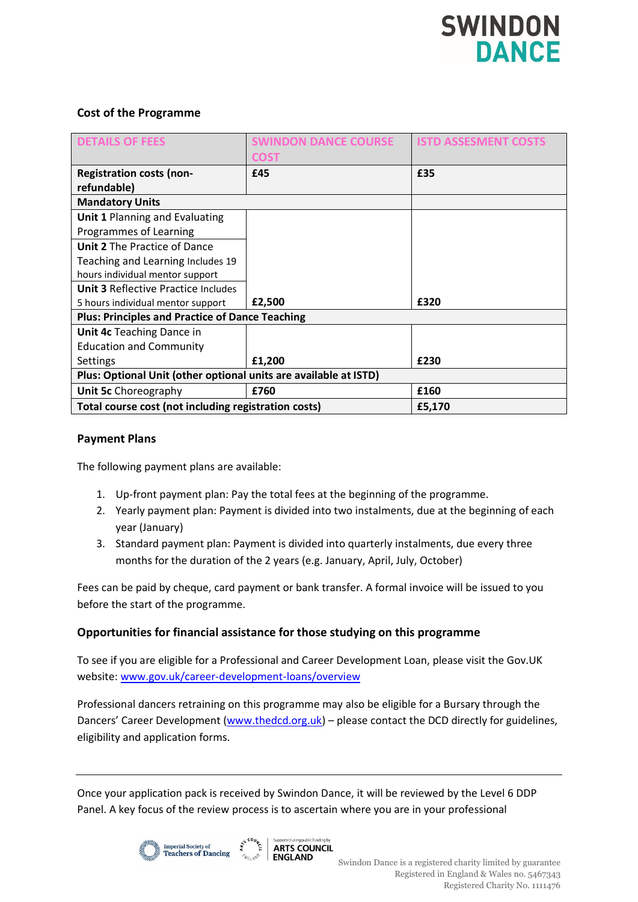### Cost of the Programme

| DETAILS OF FEES | SWINDON DANCE COURSE COST | ISTD ASSESMENT COSTS |
|---|---|---|
| **Registration costs (non-refundable)** | **£45** | **£35** |
| **Mandatory Units** | | |
| **Unit 1** Planning and Evaluating Programmes of Learning | | |
| **Unit 2** The Practice of Dance Teaching and Learning Includes 19 hours individual mentor support | | |
| **Unit 3** Reflective Practice Includes 5 hours individual mentor support | **£2,500** | **£320** |
| **Plus: Principles and Practice of Dance Teaching** | | |
| **Unit 4c** Teaching Dance in Education and Community Settings | **£1,200** | **£230** |
| **Plus: Optional Unit (other optional units are available at ISTD)** | | |
| **Unit 5c** Choreography | **£760** | **£160** |
| **Total course cost (not including registration costs)** | | **£5,170** |

### Payment Plans

The following payment plans are available:

1. Up-front payment plan: Pay the total fees at the beginning of the programme.
2. Yearly payment plan: Payment is divided into two instalments, due at the beginning of each year (January)
3. Standard payment plan: Payment is divided into quarterly instalments, due every three months for the duration of the 2 years (e.g. January, April, July, October)

Fees can be paid by cheque, card payment or bank transfer. A formal invoice will be issued to you before the start of the programme.

### Opportunities for financial assistance for those studying on this programme

To see if you are eligible for a Professional and Career Development Loan, please visit the Gov.UK website: www.gov.uk/career-development-loans/overview

Professional dancers retraining on this programme may also be eligible for a Bursary through the Dancers' Career Development (www.thedcd.org.uk) – please contact the DCD directly for guidelines, eligibility and application forms.

---

Once your application pack is received by Swindon Dance, it will be reviewed by the Level 6 DDP Panel. A key focus of the review process is to ascertain where you are in your professional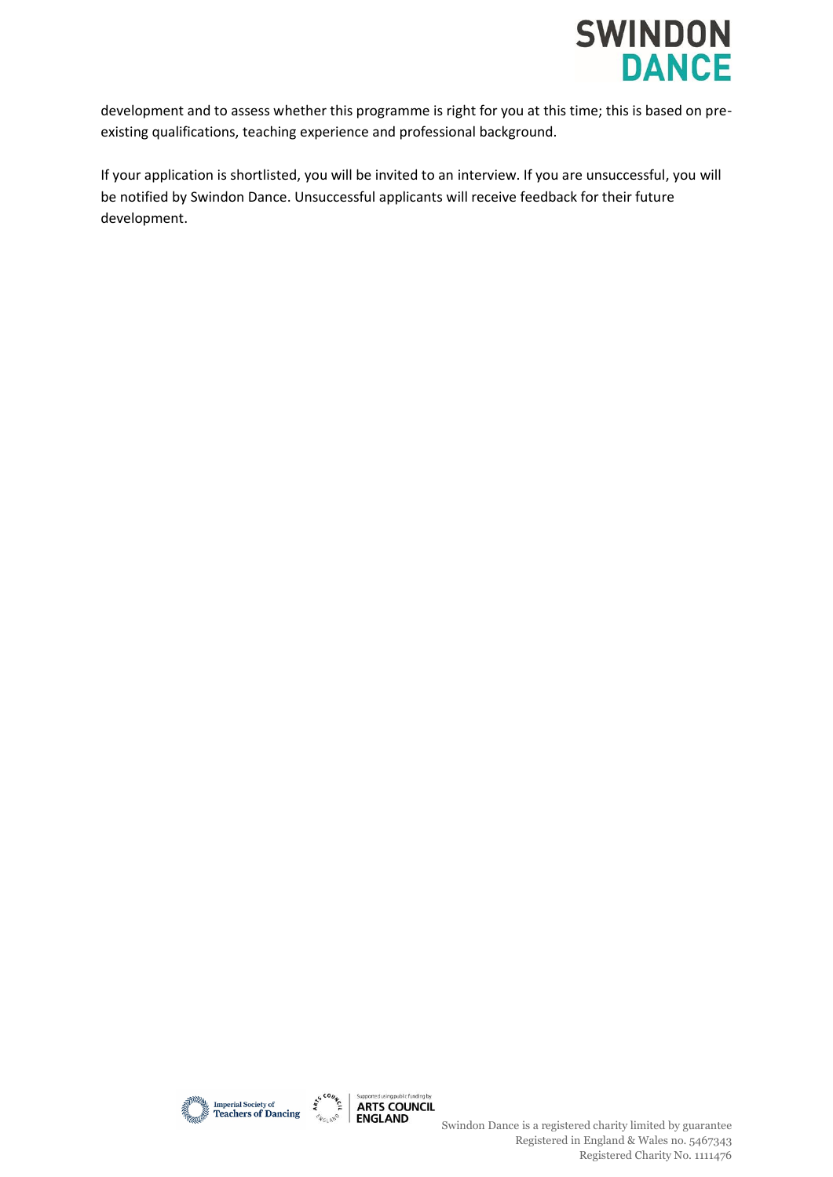development and to assess whether this programme is right for you at this time; this is based on pre-existing qualifications, teaching experience and professional background.

If your application is shortlisted, you will be invited to an interview. If you are unsuccessful, you will be notified by Swindon Dance. Unsuccessful applicants will receive feedback for their future development.

Swindon Dance is a registered charity limited by guarantee
Registered in England & Wales no. 5467343
Registered Charity No. 1111476